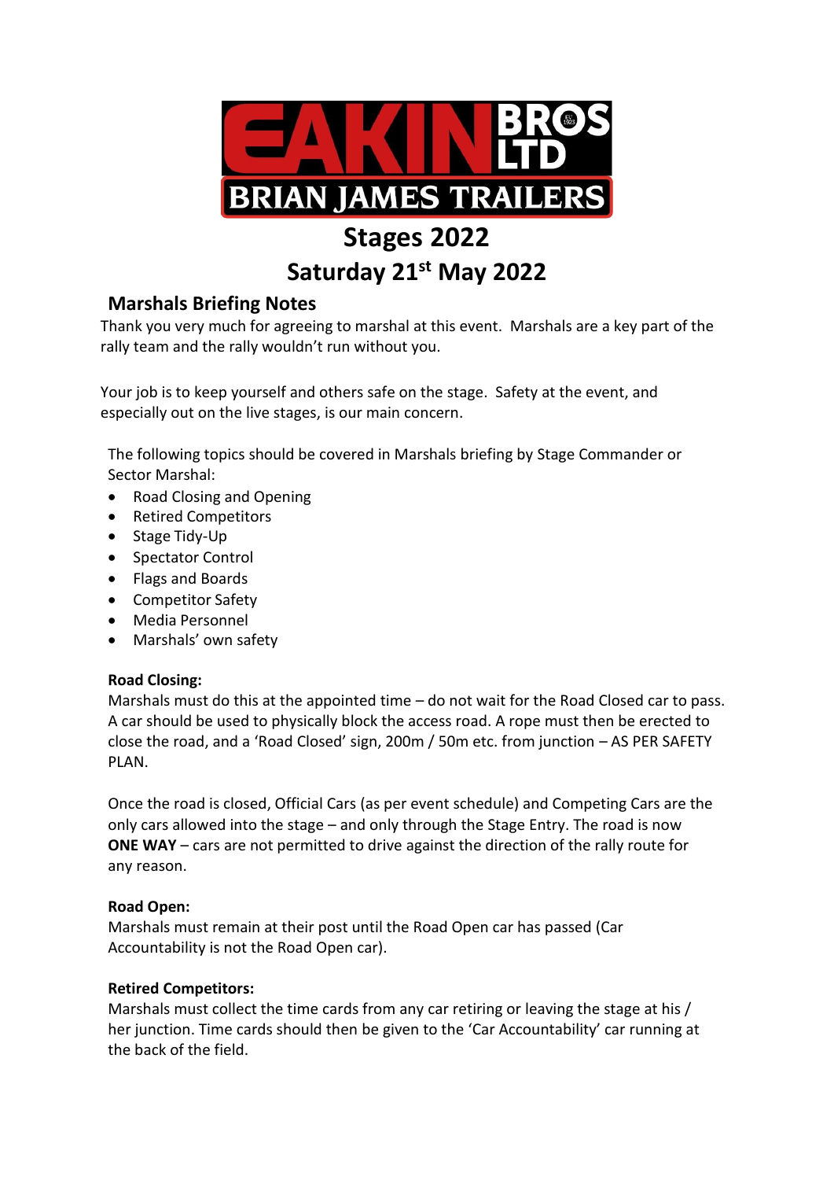EAKIN BROS LTD
BRIAN JAMES TRAILERS

# Stages 2022

# Saturday 21st May 2022

## Marshals Briefing Notes

Thank you very much for agreeing to marshal at this event. Marshals are a key part of the rally team and the rally wouldn't run without you.

Your job is to keep yourself and others safe on the stage. Safety at the event, and especially out on the live stages, is our main concern.

The following topics should be covered in Marshals briefing by Stage Commander or Sector Marshal:

- Road Closing and Opening
- Retired Competitors
- Stage Tidy-Up
- Spectator Control
- Flags and Boards
- Competitor Safety
- Media Personnel
- Marshals' own safety

**Road Closing:**
Marshals must do this at the appointed time – do not wait for the Road Closed car to pass. A car should be used to physically block the access road. A rope must then be erected to close the road, and a 'Road Closed' sign, 200m / 50m etc. from junction – AS PER SAFETY PLAN.

Once the road is closed, Official Cars (as per event schedule) and Competing Cars are the only cars allowed into the stage – and only through the Stage Entry. The road is now **ONE WAY** – cars are not permitted to drive against the direction of the rally route for any reason.

**Road Open:**
Marshals must remain at their post until the Road Open car has passed (Car Accountability is not the Road Open car).

**Retired Competitors:**
Marshals must collect the time cards from any car retiring or leaving the stage at his / her junction. Time cards should then be given to the 'Car Accountability' car running at the back of the field.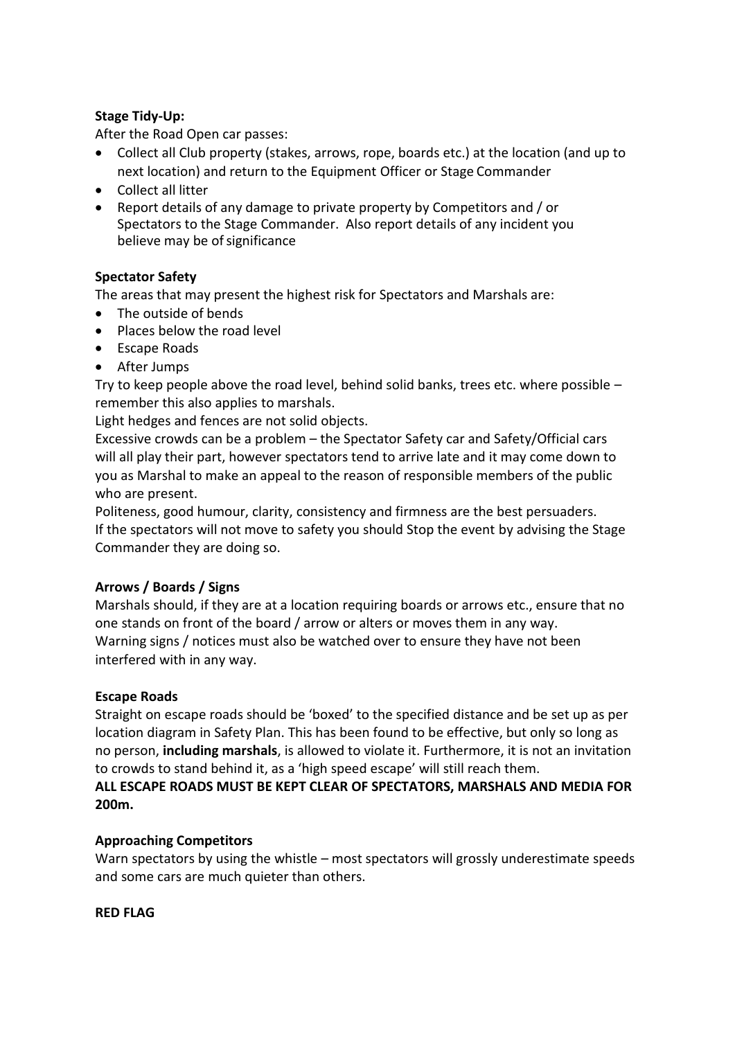**Stage Tidy-Up:**

After the Road Open car passes:

- Collect all Club property (stakes, arrows, rope, boards etc.) at the location (and up to next location) and return to the Equipment Officer or Stage Commander
- Collect all litter
- Report details of any damage to private property by Competitors and / or Spectators to the Stage Commander. Also report details of any incident you believe may be of significance

**Spectator Safety**

The areas that may present the highest risk for Spectators and Marshals are:

- The outside of bends
- Places below the road level
- Escape Roads
- After Jumps

Try to keep people above the road level, behind solid banks, trees etc. where possible – remember this also applies to marshals.

Light hedges and fences are not solid objects.

Excessive crowds can be a problem – the Spectator Safety car and Safety/Official cars will all play their part, however spectators tend to arrive late and it may come down to you as Marshal to make an appeal to the reason of responsible members of the public who are present.

Politeness, good humour, clarity, consistency and firmness are the best persuaders.

If the spectators will not move to safety you should Stop the event by advising the Stage Commander they are doing so.

**Arrows / Boards / Signs**

Marshals should, if they are at a location requiring boards or arrows etc., ensure that no one stands on front of the board / arrow or alters or moves them in any way.

Warning signs / notices must also be watched over to ensure they have not been interfered with in any way.

**Escape Roads**

Straight on escape roads should be 'boxed' to the specified distance and be set up as per location diagram in Safety Plan. This has been found to be effective, but only so long as no person, **including marshals**, is allowed to violate it. Furthermore, it is not an invitation to crowds to stand behind it, as a 'high speed escape' will still reach them.

**ALL ESCAPE ROADS MUST BE KEPT CLEAR OF SPECTATORS, MARSHALS AND MEDIA FOR 200m.**

**Approaching Competitors**

Warn spectators by using the whistle – most spectators will grossly underestimate speeds and some cars are much quieter than others.

**RED FLAG**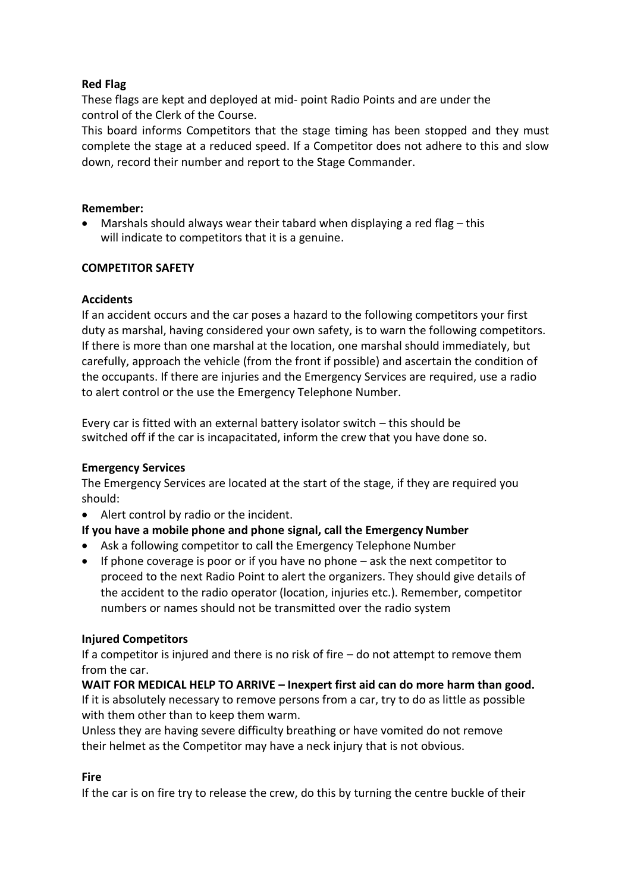**Red Flag**

These flags are kept and deployed at mid- point Radio Points and are under the control of the Clerk of the Course.

This board informs Competitors that the stage timing has been stopped and they must complete the stage at a reduced speed. If a Competitor does not adhere to this and slow down, record their number and report to the Stage Commander.

**Remember:**

- Marshals should always wear their tabard when displaying a red flag – this will indicate to competitors that it is a genuine.

**COMPETITOR SAFETY**

**Accidents**

If an accident occurs and the car poses a hazard to the following competitors your first duty as marshal, having considered your own safety, is to warn the following competitors. If there is more than one marshal at the location, one marshal should immediately, but carefully, approach the vehicle (from the front if possible) and ascertain the condition of the occupants. If there are injuries and the Emergency Services are required, use a radio to alert control or the use the Emergency Telephone Number.

Every car is fitted with an external battery isolator switch – this should be switched off if the car is incapacitated, inform the crew that you have done so.

**Emergency Services**

The Emergency Services are located at the start of the stage, if they are required you should:

- Alert control by radio or the incident.

**If you have a mobile phone and phone signal, call the Emergency Number**

- Ask a following competitor to call the Emergency Telephone Number
- If phone coverage is poor or if you have no phone – ask the next competitor to proceed to the next Radio Point to alert the organizers. They should give details of the accident to the radio operator (location, injuries etc.). Remember, competitor numbers or names should not be transmitted over the radio system

**Injured Competitors**

If a competitor is injured and there is no risk of fire – do not attempt to remove them from the car.

**WAIT FOR MEDICAL HELP TO ARRIVE – Inexpert first aid can do more harm than good.**

If it is absolutely necessary to remove persons from a car, try to do as little as possible with them other than to keep them warm.

Unless they are having severe difficulty breathing or have vomited do not remove their helmet as the Competitor may have a neck injury that is not obvious.

**Fire**

If the car is on fire try to release the crew, do this by turning the centre buckle of their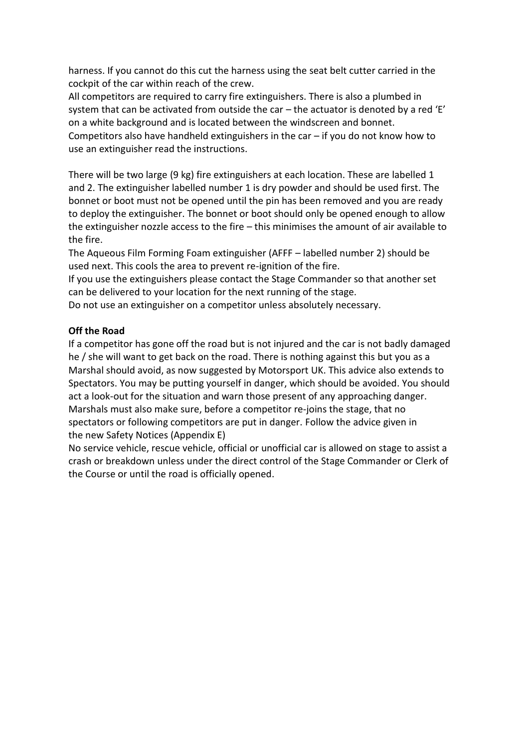harness. If you cannot do this cut the harness using the seat belt cutter carried in the cockpit of the car within reach of the crew.
All competitors are required to carry fire extinguishers. There is also a plumbed in system that can be activated from outside the car – the actuator is denoted by a red 'E' on a white background and is located between the windscreen and bonnet. Competitors also have handheld extinguishers in the car – if you do not know how to use an extinguisher read the instructions.

There will be two large (9 kg) fire extinguishers at each location. These are labelled 1 and 2. The extinguisher labelled number 1 is dry powder and should be used first. The bonnet or boot must not be opened until the pin has been removed and you are ready to deploy the extinguisher. The bonnet or boot should only be opened enough to allow the extinguisher nozzle access to the fire – this minimises the amount of air available to the fire.
The Aqueous Film Forming Foam extinguisher (AFFF – labelled number 2) should be used next. This cools the area to prevent re-ignition of the fire.
If you use the extinguishers please contact the Stage Commander so that another set can be delivered to your location for the next running of the stage.
Do not use an extinguisher on a competitor unless absolutely necessary.

**Off the Road**
If a competitor has gone off the road but is not injured and the car is not badly damaged he / she will want to get back on the road. There is nothing against this but you as a Marshal should avoid, as now suggested by Motorsport UK. This advice also extends to Spectators. You may be putting yourself in danger, which should be avoided. You should act a look-out for the situation and warn those present of any approaching danger. Marshals must also make sure, before a competitor re-joins the stage, that no spectators or following competitors are put in danger. Follow the advice given in the new Safety Notices (Appendix E)
No service vehicle, rescue vehicle, official or unofficial car is allowed on stage to assist a crash or breakdown unless under the direct control of the Stage Commander or Clerk of the Course or until the road is officially opened.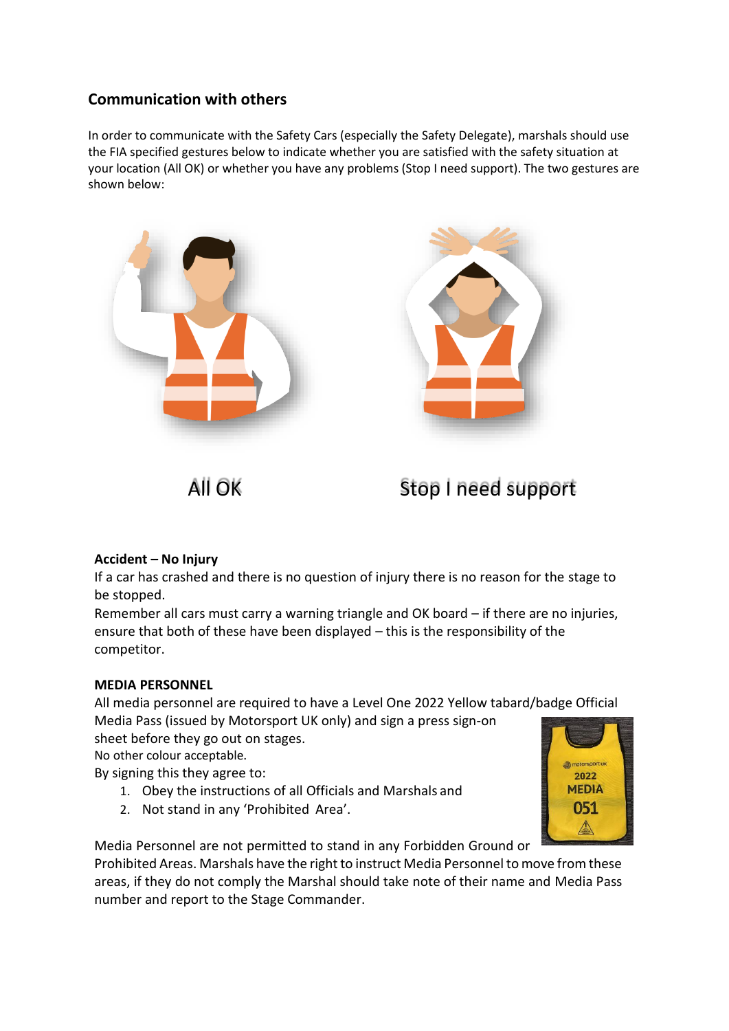## Communication with others

In order to communicate with the Safety Cars (especially the Safety Delegate), marshals should use the FIA specified gestures below to indicate whether you are satisfied with the safety situation at your location (All OK) or whether you have any problems (Stop I need support). The two gestures are shown below:

All OK

Stop I need support

**Accident – No Injury**

If a car has crashed and there is no question of injury there is no reason for the stage to be stopped.

Remember all cars must carry a warning triangle and OK board – if there are no injuries, ensure that both of these have been displayed – this is the responsibility of the competitor.

**MEDIA PERSONNEL**

All media personnel are required to have a Level One 2022 Yellow tabard/badge Official Media Pass (issued by Motorsport UK only) and sign a press sign-on sheet before they go out on stages.

No other colour acceptable.

By signing this they agree to:

1. Obey the instructions of all Officials and Marshals and
2. Not stand in any 'Prohibited Area'.

Media Personnel are not permitted to stand in any Forbidden Ground or Prohibited Areas. Marshals have the right to instruct Media Personnel to move from these areas, if they do not comply the Marshal should take note of their name and Media Pass number and report to the Stage Commander.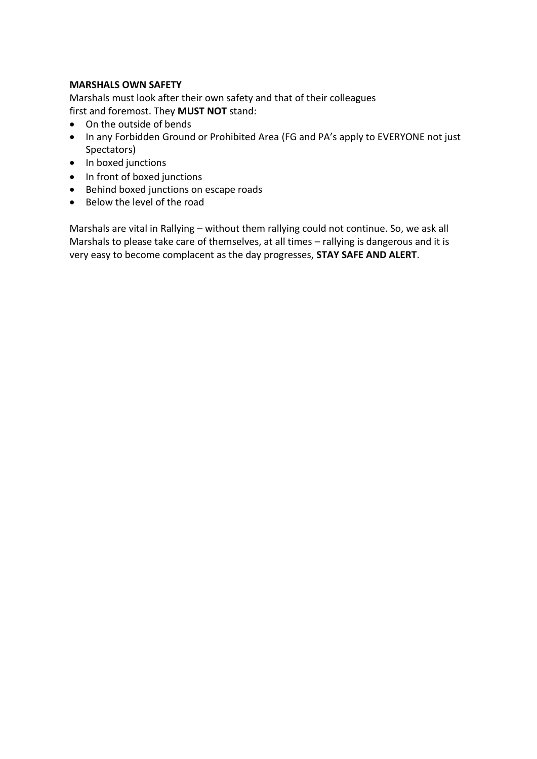**MARSHALS OWN SAFETY**

Marshals must look after their own safety and that of their colleagues first and foremost. They **MUST NOT** stand:

- On the outside of bends
- In any Forbidden Ground or Prohibited Area (FG and PA's apply to EVERYONE not just Spectators)
- In boxed junctions
- In front of boxed junctions
- Behind boxed junctions on escape roads
- Below the level of the road

Marshals are vital in Rallying – without them rallying could not continue. So, we ask all Marshals to please take care of themselves, at all times – rallying is dangerous and it is very easy to become complacent as the day progresses, **STAY SAFE AND ALERT**.